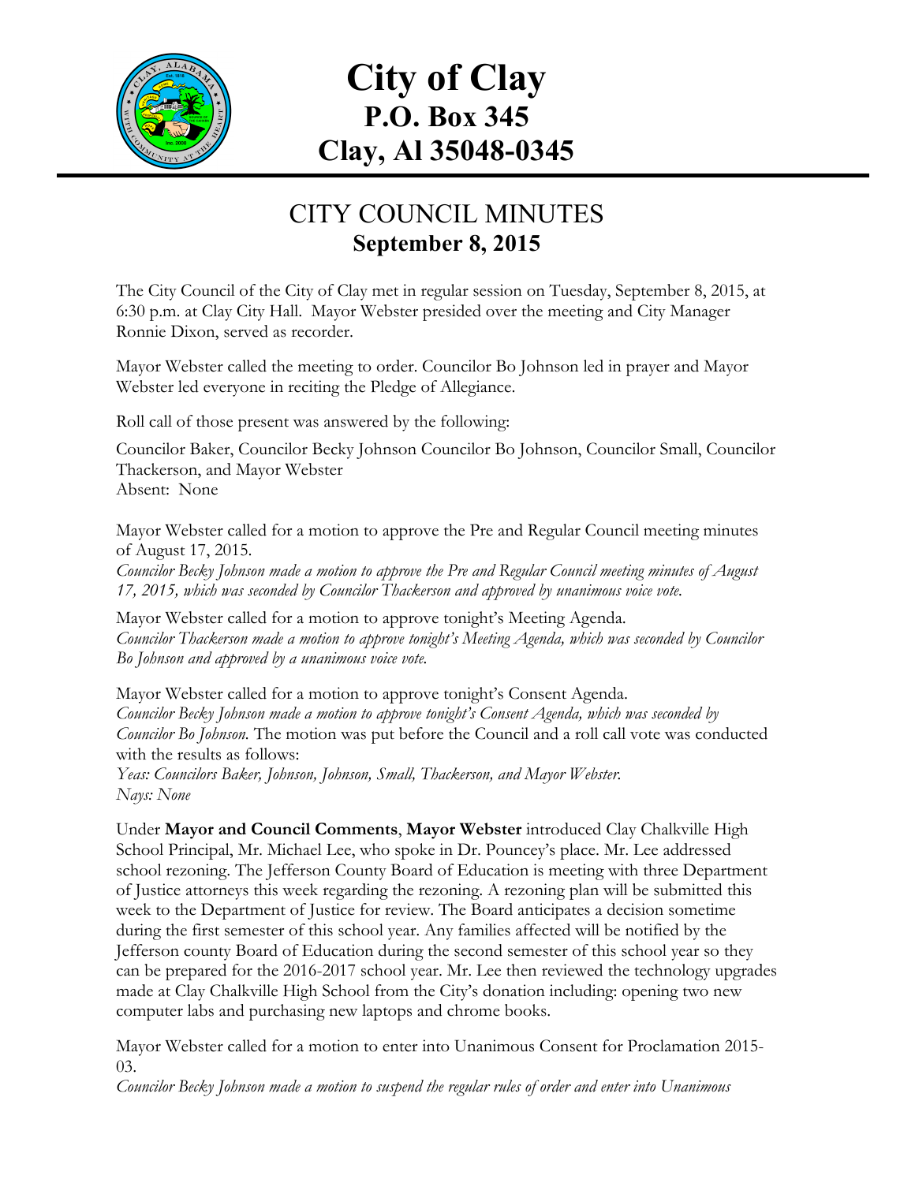# City of Clay
## P.O. Box 345
## Clay, Al 35048-0345

## CITY COUNCIL MINUTES
### September 8, 2015

The City Council of the City of Clay met in regular session on Tuesday, September 8, 2015, at 6:30 p.m. at Clay City Hall. Mayor Webster presided over the meeting and City Manager Ronnie Dixon, served as recorder.

Mayor Webster called the meeting to order. Councilor Bo Johnson led in prayer and Mayor Webster led everyone in reciting the Pledge of Allegiance.

Roll call of those present was answered by the following:

Councilor Baker, Councilor Becky Johnson Councilor Bo Johnson, Councilor Small, Councilor Thackerson, and Mayor Webster
Absent: None

Mayor Webster called for a motion to approve the Pre and Regular Council meeting minutes of August 17, 2015.
*Councilor Becky Johnson made a motion to approve the Pre and Regular Council meeting minutes of August 17, 2015, which was seconded by Councilor Thackerson and approved by unanimous voice vote.*

Mayor Webster called for a motion to approve tonight's Meeting Agenda.
*Councilor Thackerson made a motion to approve tonight's Meeting Agenda, which was seconded by Councilor Bo Johnson and approved by a unanimous voice vote.*

Mayor Webster called for a motion to approve tonight's Consent Agenda.
*Councilor Becky Johnson made a motion to approve tonight's Consent Agenda, which was seconded by Councilor Bo Johnson.* The motion was put before the Council and a roll call vote was conducted with the results as follows:
*Yeas: Councilors Baker, Johnson, Johnson, Small, Thackerson, and Mayor Webster.*
*Nays: None*

Under **Mayor and Council Comments**, **Mayor Webster** introduced Clay Chalkville High School Principal, Mr. Michael Lee, who spoke in Dr. Pouncey's place. Mr. Lee addressed school rezoning. The Jefferson County Board of Education is meeting with three Department of Justice attorneys this week regarding the rezoning. A rezoning plan will be submitted this week to the Department of Justice for review. The Board anticipates a decision sometime during the first semester of this school year. Any families affected will be notified by the Jefferson county Board of Education during the second semester of this school year so they can be prepared for the 2016-2017 school year. Mr. Lee then reviewed the technology upgrades made at Clay Chalkville High School from the City's donation including: opening two new computer labs and purchasing new laptops and chrome books.

Mayor Webster called for a motion to enter into Unanimous Consent for Proclamation 2015-03.
*Councilor Becky Johnson made a motion to suspend the regular rules of order and enter into Unanimous*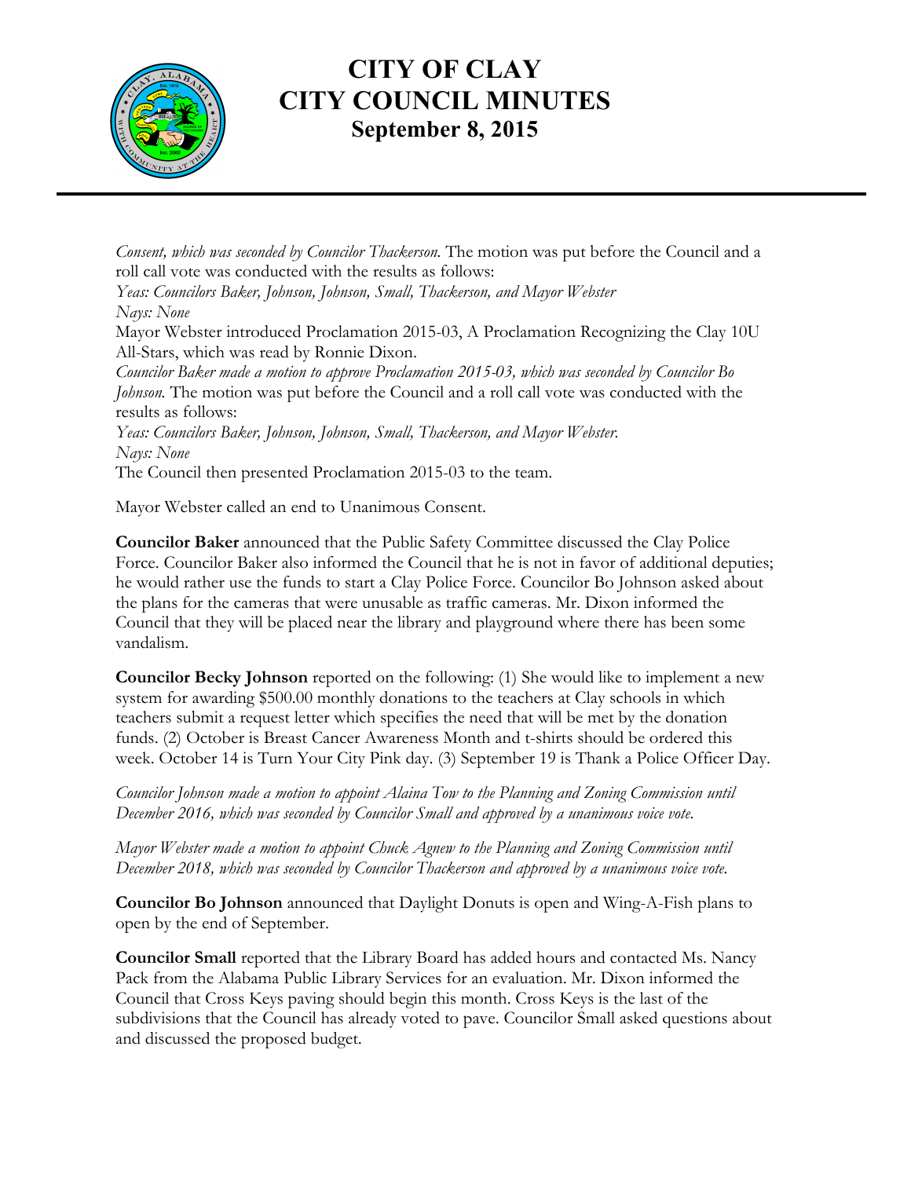*Consent, which was seconded by Councilor Thackerson.* The motion was put before the Council and a roll call vote was conducted with the results as follows:
*Yeas: Councilors Baker, Johnson, Johnson, Small, Thackerson, and Mayor Webster*
*Nays: None*
Mayor Webster introduced Proclamation 2015-03, A Proclamation Recognizing the Clay 10U All-Stars, which was read by Ronnie Dixon.
*Councilor Baker made a motion to approve Proclamation 2015-03, which was seconded by Councilor Bo Johnson.* The motion was put before the Council and a roll call vote was conducted with the results as follows:
*Yeas: Councilors Baker, Johnson, Johnson, Small, Thackerson, and Mayor Webster.*
*Nays: None*
The Council then presented Proclamation 2015-03 to the team.

Mayor Webster called an end to Unanimous Consent.

**Councilor Baker** announced that the Public Safety Committee discussed the Clay Police Force. Councilor Baker also informed the Council that he is not in favor of additional deputies; he would rather use the funds to start a Clay Police Force. Councilor Bo Johnson asked about the plans for the cameras that were unusable as traffic cameras. Mr. Dixon informed the Council that they will be placed near the library and playground where there has been some vandalism.

**Councilor Becky Johnson** reported on the following: (1) She would like to implement a new system for awarding $500.00 monthly donations to the teachers at Clay schools in which teachers submit a request letter which specifies the need that will be met by the donation funds. (2) October is Breast Cancer Awareness Month and t-shirts should be ordered this week. October 14 is Turn Your City Pink day. (3) September 19 is Thank a Police Officer Day.

*Councilor Johnson made a motion to appoint Alaina Tow to the Planning and Zoning Commission until December 2016, which was seconded by Councilor Small and approved by a unanimous voice vote.*

*Mayor Webster made a motion to appoint Chuck Agnew to the Planning and Zoning Commission until December 2018, which was seconded by Councilor Thackerson and approved by a unanimous voice vote.*

**Councilor Bo Johnson** announced that Daylight Donuts is open and Wing-A-Fish plans to open by the end of September.

**Councilor Small** reported that the Library Board has added hours and contacted Ms. Nancy Pack from the Alabama Public Library Services for an evaluation. Mr. Dixon informed the Council that Cross Keys paving should begin this month. Cross Keys is the last of the subdivisions that the Council has already voted to pave. Councilor Small asked questions about and discussed the proposed budget.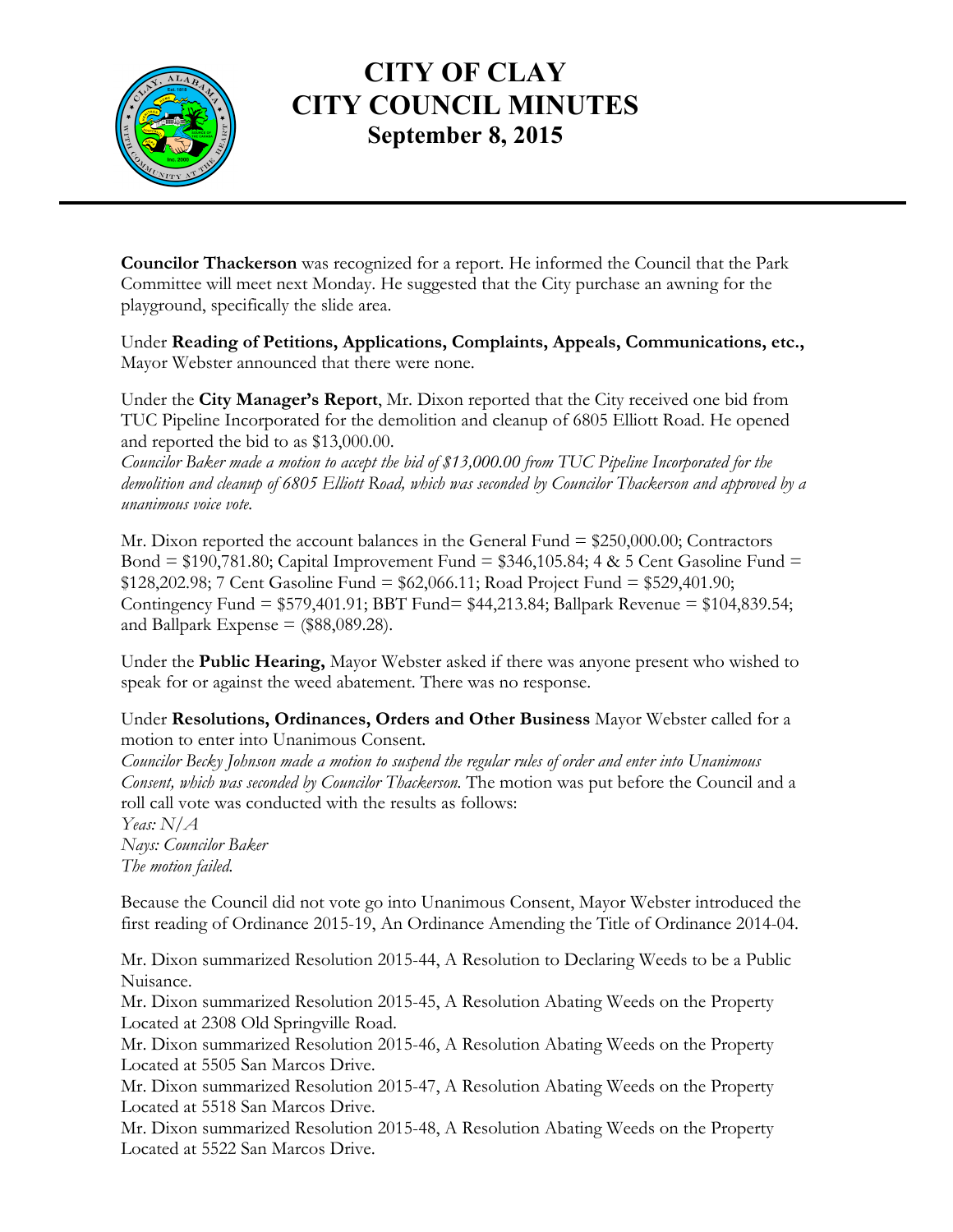# CITY OF CLAY
# CITY COUNCIL MINUTES
## September 8, 2015

**Councilor Thackerson** was recognized for a report. He informed the Council that the Park Committee will meet next Monday. He suggested that the City purchase an awning for the playground, specifically the slide area.

Under **Reading of Petitions, Applications, Complaints, Appeals, Communications, etc.,** Mayor Webster announced that there were none.

Under the **City Manager's Report**, Mr. Dixon reported that the City received one bid from TUC Pipeline Incorporated for the demolition and cleanup of 6805 Elliott Road. He opened and reported the bid to as $13,000.00.
*Councilor Baker made a motion to accept the bid of $13,000.00 from TUC Pipeline Incorporated for the demolition and cleanup of 6805 Elliott Road, which was seconded by Councilor Thackerson and approved by a unanimous voice vote.*

Mr. Dixon reported the account balances in the General Fund = $250,000.00; Contractors Bond = $190,781.80; Capital Improvement Fund = $346,105.84; 4 & 5 Cent Gasoline Fund = $128,202.98; 7 Cent Gasoline Fund = $62,066.11; Road Project Fund = $529,401.90; Contingency Fund = $579,401.91; BBT Fund= $44,213.84; Ballpark Revenue = $104,839.54; and Ballpark Expense = ($88,089.28).

Under the **Public Hearing,** Mayor Webster asked if there was anyone present who wished to speak for or against the weed abatement. There was no response.

Under **Resolutions, Ordinances, Orders and Other Business** Mayor Webster called for a motion to enter into Unanimous Consent.
*Councilor Becky Johnson made a motion to suspend the regular rules of order and enter into Unanimous Consent, which was seconded by Councilor Thackerson.* The motion was put before the Council and a roll call vote was conducted with the results as follows:
*Yeas: N/A*
*Nays: Councilor Baker*
*The motion failed.*

Because the Council did not vote go into Unanimous Consent, Mayor Webster introduced the first reading of Ordinance 2015-19, An Ordinance Amending the Title of Ordinance 2014-04.

Mr. Dixon summarized Resolution 2015-44, A Resolution to Declaring Weeds to be a Public Nuisance.
Mr. Dixon summarized Resolution 2015-45, A Resolution Abating Weeds on the Property Located at 2308 Old Springville Road.
Mr. Dixon summarized Resolution 2015-46, A Resolution Abating Weeds on the Property Located at 5505 San Marcos Drive.
Mr. Dixon summarized Resolution 2015-47, A Resolution Abating Weeds on the Property Located at 5518 San Marcos Drive.
Mr. Dixon summarized Resolution 2015-48, A Resolution Abating Weeds on the Property Located at 5522 San Marcos Drive.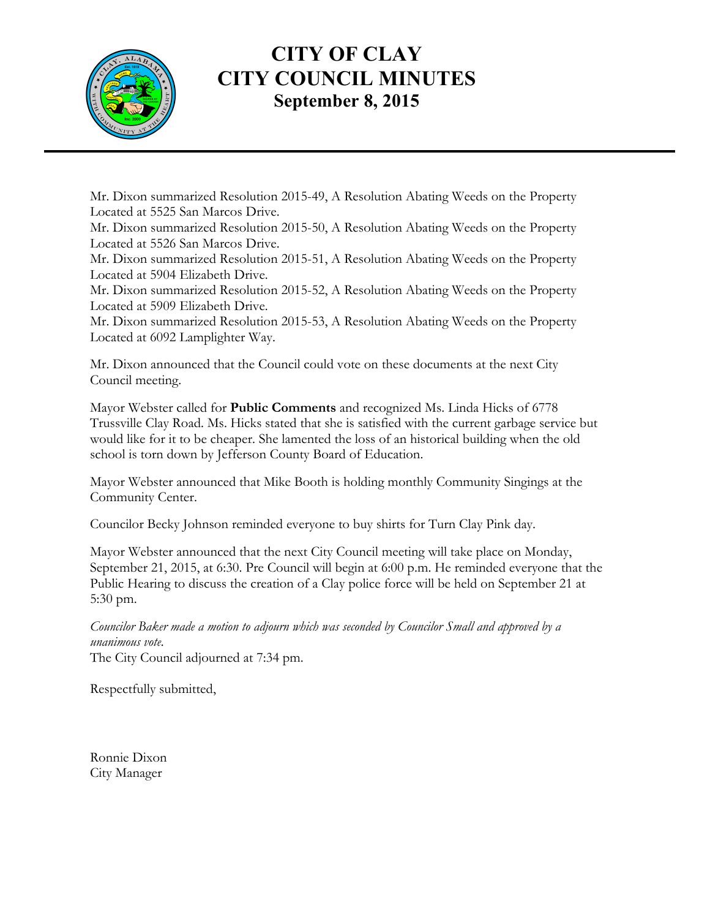# CITY OF CLAY
# CITY COUNCIL MINUTES
## September 8, 2015

Mr. Dixon summarized Resolution 2015-49, A Resolution Abating Weeds on the Property Located at 5525 San Marcos Drive.
Mr. Dixon summarized Resolution 2015-50, A Resolution Abating Weeds on the Property Located at 5526 San Marcos Drive.
Mr. Dixon summarized Resolution 2015-51, A Resolution Abating Weeds on the Property Located at 5904 Elizabeth Drive.
Mr. Dixon summarized Resolution 2015-52, A Resolution Abating Weeds on the Property Located at 5909 Elizabeth Drive.
Mr. Dixon summarized Resolution 2015-53, A Resolution Abating Weeds on the Property Located at 6092 Lamplighter Way.

Mr. Dixon announced that the Council could vote on these documents at the next City Council meeting.

Mayor Webster called for **Public Comments** and recognized Ms. Linda Hicks of 6778 Trussville Clay Road. Ms. Hicks stated that she is satisfied with the current garbage service but would like for it to be cheaper. She lamented the loss of an historical building when the old school is torn down by Jefferson County Board of Education.

Mayor Webster announced that Mike Booth is holding monthly Community Singings at the Community Center.

Councilor Becky Johnson reminded everyone to buy shirts for Turn Clay Pink day.

Mayor Webster announced that the next City Council meeting will take place on Monday, September 21, 2015, at 6:30. Pre Council will begin at 6:00 p.m. He reminded everyone that the Public Hearing to discuss the creation of a Clay police force will be held on September 21 at 5:30 pm.

*Councilor Baker made a motion to adjourn which was seconded by Councilor Small and approved by a unanimous vote.*
The City Council adjourned at 7:34 pm.

Respectfully submitted,

Ronnie Dixon
City Manager